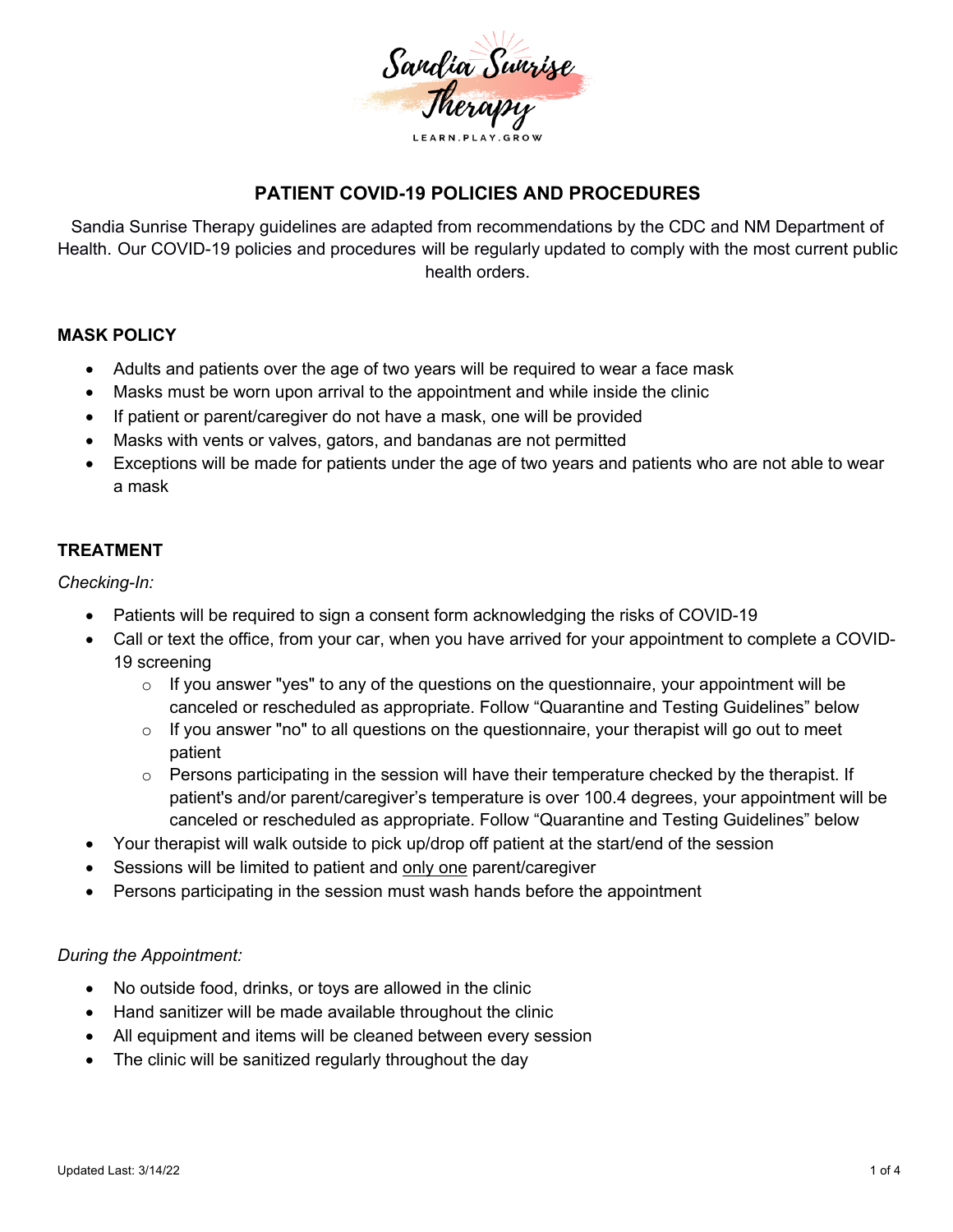# PATIENT COVID-19 POLICIES AND PROCEDURES

Sandia Sunrise Therapy guidelines are adapted from recommendations by the CDC and NM Department of Health. Our COVID-19 policies and procedures will be regularly updated to comply with the most current public health orders.

## MASK POLICY

- Adults and patients over the age of two years will be required to wear a face mask
- Masks must be worn upon arrival to the appointment and while inside the clinic
- If patient or parent/caregiver do not have a mask, one will be provided
- Masks with vents or valves, gators, and bandanas are not permitted
- Exceptions will be made for patients under the age of two years and patients who are not able to wear a mask

## TREATMENT

*Checking-In:*

- Patients will be required to sign a consent form acknowledging the risks of COVID-19
- Call or text the office, from your car, when you have arrived for your appointment to complete a COVID-19 screening
  - If you answer "yes" to any of the questions on the questionnaire, your appointment will be canceled or rescheduled as appropriate. Follow "Quarantine and Testing Guidelines" below
  - If you answer "no" to all questions on the questionnaire, your therapist will go out to meet patient
  - Persons participating in the session will have their temperature checked by the therapist. If patient's and/or parent/caregiver's temperature is over 100.4 degrees, your appointment will be canceled or rescheduled as appropriate. Follow "Quarantine and Testing Guidelines" below
- Your therapist will walk outside to pick up/drop off patient at the start/end of the session
- Sessions will be limited to patient and <u>only one</u> parent/caregiver
- Persons participating in the session must wash hands before the appointment

*During the Appointment:*

- No outside food, drinks, or toys are allowed in the clinic
- Hand sanitizer will be made available throughout the clinic
- All equipment and items will be cleaned between every session
- The clinic will be sanitized regularly throughout the day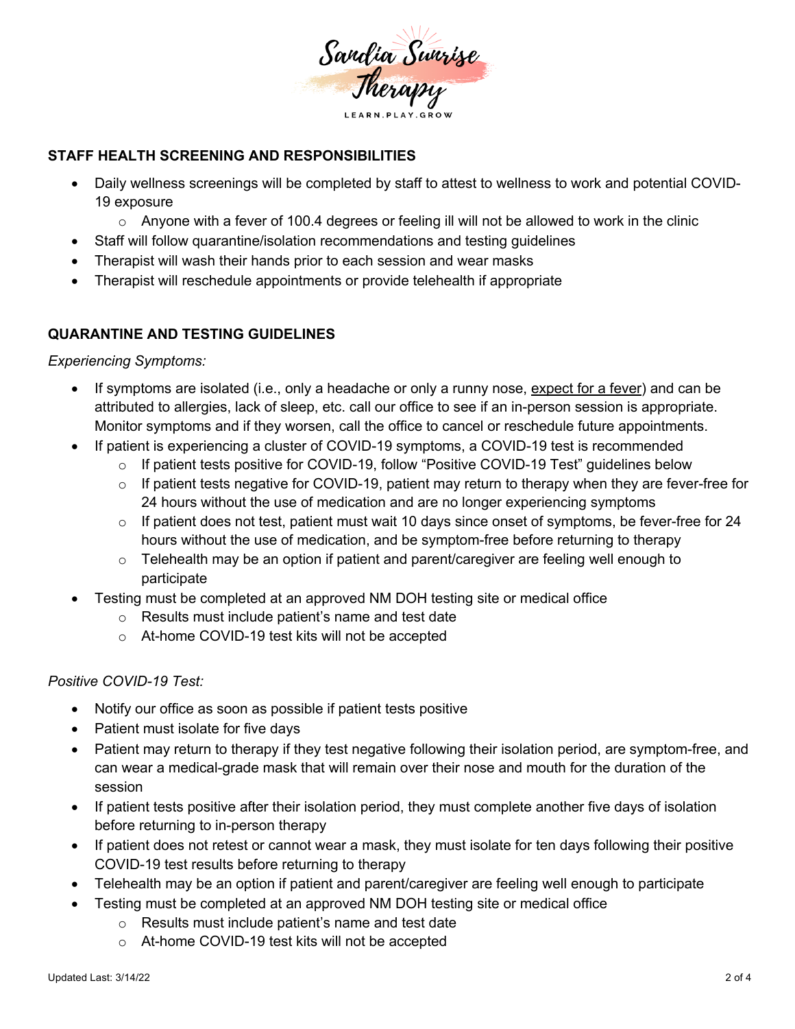## STAFF HEALTH SCREENING AND RESPONSIBILITIES

- Daily wellness screenings will be completed by staff to attest to wellness to work and potential COVID-19 exposure
  - Anyone with a fever of 100.4 degrees or feeling ill will not be allowed to work in the clinic
- Staff will follow quarantine/isolation recommendations and testing guidelines
- Therapist will wash their hands prior to each session and wear masks
- Therapist will reschedule appointments or provide telehealth if appropriate

## QUARANTINE AND TESTING GUIDELINES

*Experiencing Symptoms:*

- If symptoms are isolated (i.e., only a headache or only a runny nose, expect for a fever) and can be attributed to allergies, lack of sleep, etc. call our office to see if an in-person session is appropriate. Monitor symptoms and if they worsen, call the office to cancel or reschedule future appointments.
- If patient is experiencing a cluster of COVID-19 symptoms, a COVID-19 test is recommended
  - If patient tests positive for COVID-19, follow "Positive COVID-19 Test" guidelines below
  - If patient tests negative for COVID-19, patient may return to therapy when they are fever-free for 24 hours without the use of medication and are no longer experiencing symptoms
  - If patient does not test, patient must wait 10 days since onset of symptoms, be fever-free for 24 hours without the use of medication, and be symptom-free before returning to therapy
  - Telehealth may be an option if patient and parent/caregiver are feeling well enough to participate
- Testing must be completed at an approved NM DOH testing site or medical office
  - Results must include patient's name and test date
  - At-home COVID-19 test kits will not be accepted

*Positive COVID-19 Test:*

- Notify our office as soon as possible if patient tests positive
- Patient must isolate for five days
- Patient may return to therapy if they test negative following their isolation period, are symptom-free, and can wear a medical-grade mask that will remain over their nose and mouth for the duration of the session
- If patient tests positive after their isolation period, they must complete another five days of isolation before returning to in-person therapy
- If patient does not retest or cannot wear a mask, they must isolate for ten days following their positive COVID-19 test results before returning to therapy
- Telehealth may be an option if patient and parent/caregiver are feeling well enough to participate
- Testing must be completed at an approved NM DOH testing site or medical office
  - Results must include patient's name and test date
  - At-home COVID-19 test kits will not be accepted

Updated Last: 3/14/22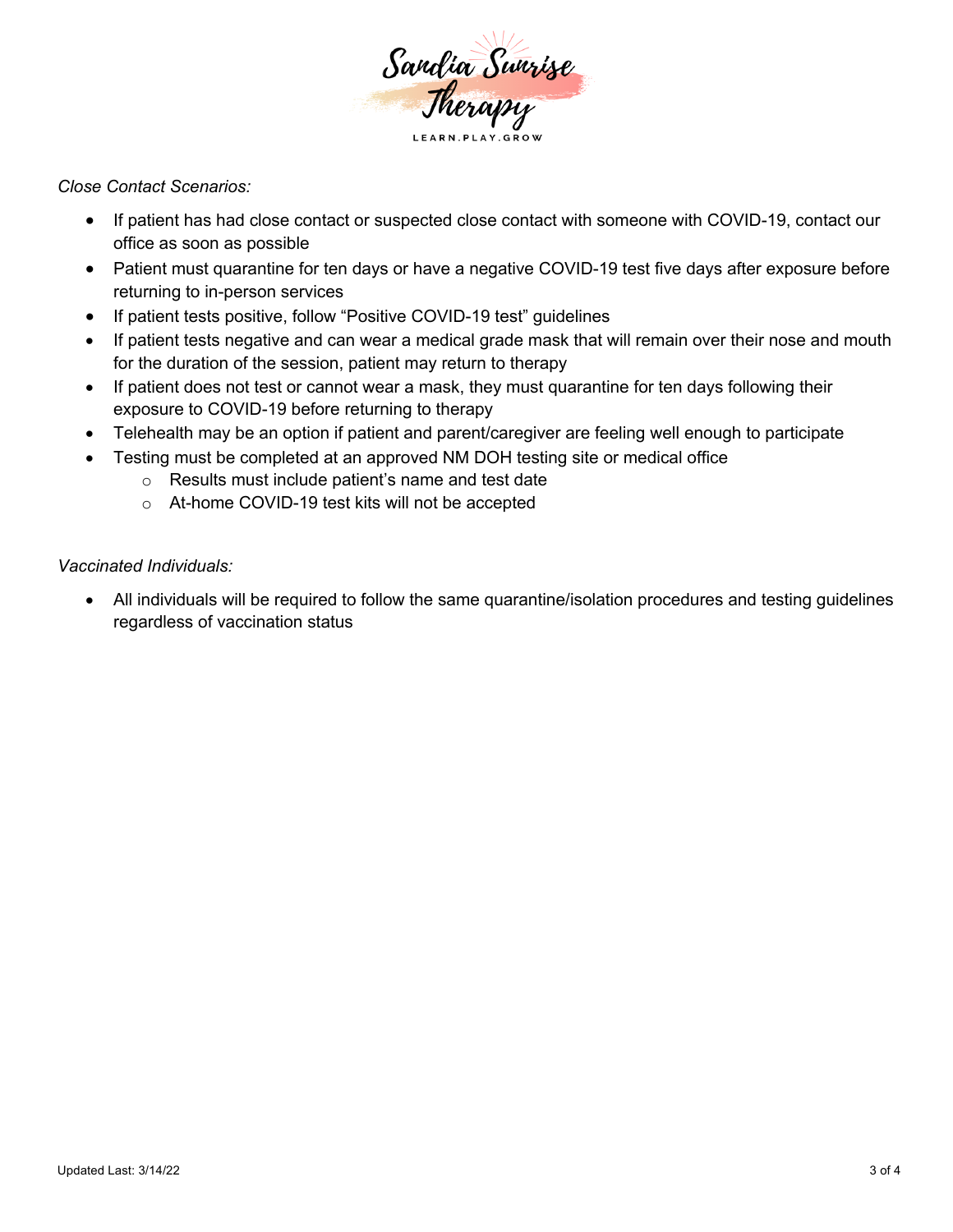*Close Contact Scenarios:*

- If patient has had close contact or suspected close contact with someone with COVID-19, contact our office as soon as possible
- Patient must quarantine for ten days or have a negative COVID-19 test five days after exposure before returning to in-person services
- If patient tests positive, follow "Positive COVID-19 test" guidelines
- If patient tests negative and can wear a medical grade mask that will remain over their nose and mouth for the duration of the session, patient may return to therapy
- If patient does not test or cannot wear a mask, they must quarantine for ten days following their exposure to COVID-19 before returning to therapy
- Telehealth may be an option if patient and parent/caregiver are feeling well enough to participate
- Testing must be completed at an approved NM DOH testing site or medical office
  - Results must include patient's name and test date
  - At-home COVID-19 test kits will not be accepted

*Vaccinated Individuals:*

- All individuals will be required to follow the same quarantine/isolation procedures and testing guidelines regardless of vaccination status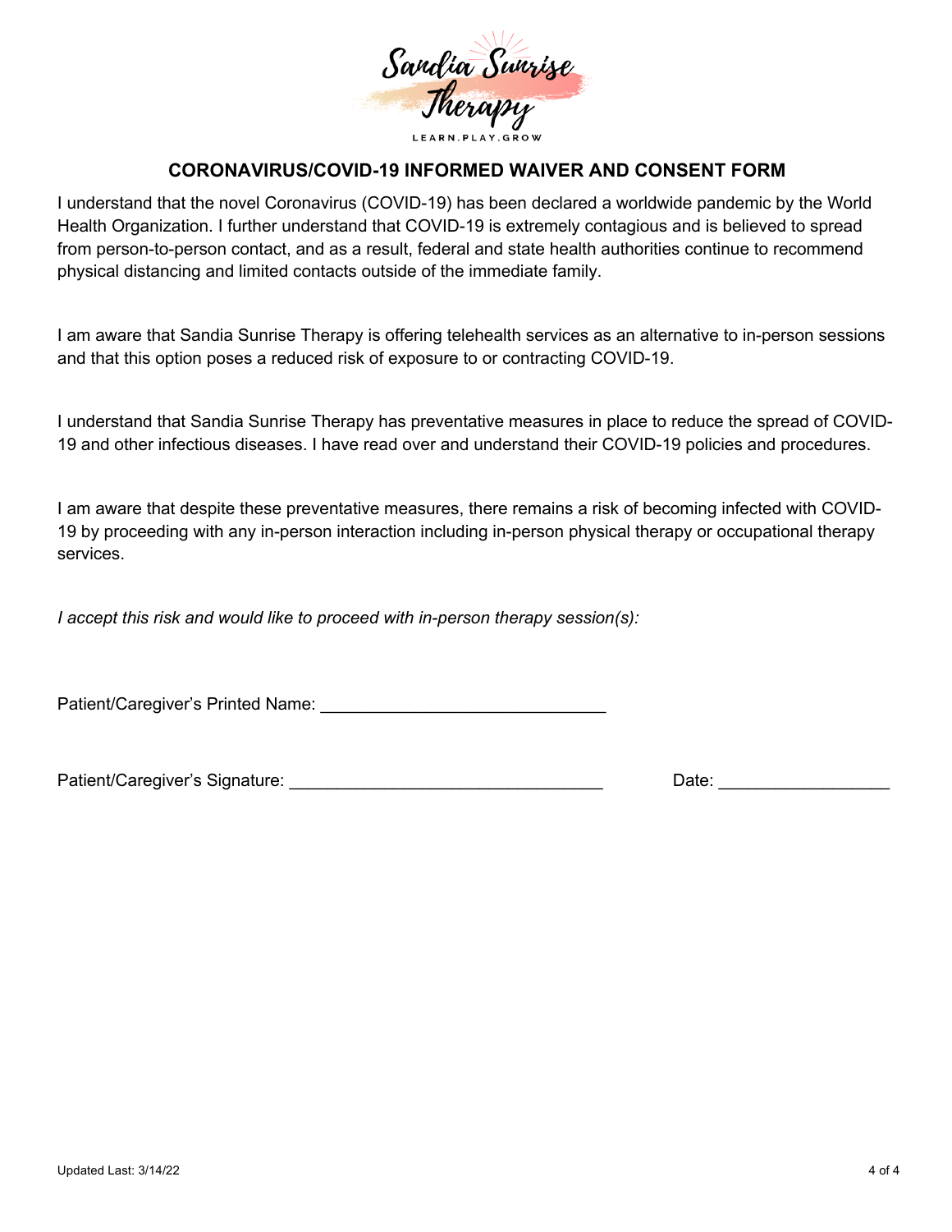Sandia Sunrise Therapy

LEARN.PLAY.GROW

## CORONAVIRUS/COVID-19 INFORMED WAIVER AND CONSENT FORM

I understand that the novel Coronavirus (COVID-19) has been declared a worldwide pandemic by the World Health Organization. I further understand that COVID-19 is extremely contagious and is believed to spread from person-to-person contact, and as a result, federal and state health authorities continue to recommend physical distancing and limited contacts outside of the immediate family.

I am aware that Sandia Sunrise Therapy is offering telehealth services as an alternative to in-person sessions and that this option poses a reduced risk of exposure to or contracting COVID-19.

I understand that Sandia Sunrise Therapy has preventative measures in place to reduce the spread of COVID-19 and other infectious diseases. I have read over and understand their COVID-19 policies and procedures.

I am aware that despite these preventative measures, there remains a risk of becoming infected with COVID-19 by proceeding with any in-person interaction including in-person physical therapy or occupational therapy services.

*I accept this risk and would like to proceed with in-person therapy session(s):*

Patient/Caregiver's Printed Name: ______________________________

Patient/Caregiver's Signature: _________________________________ Date: __________________

Updated Last: 3/14/22